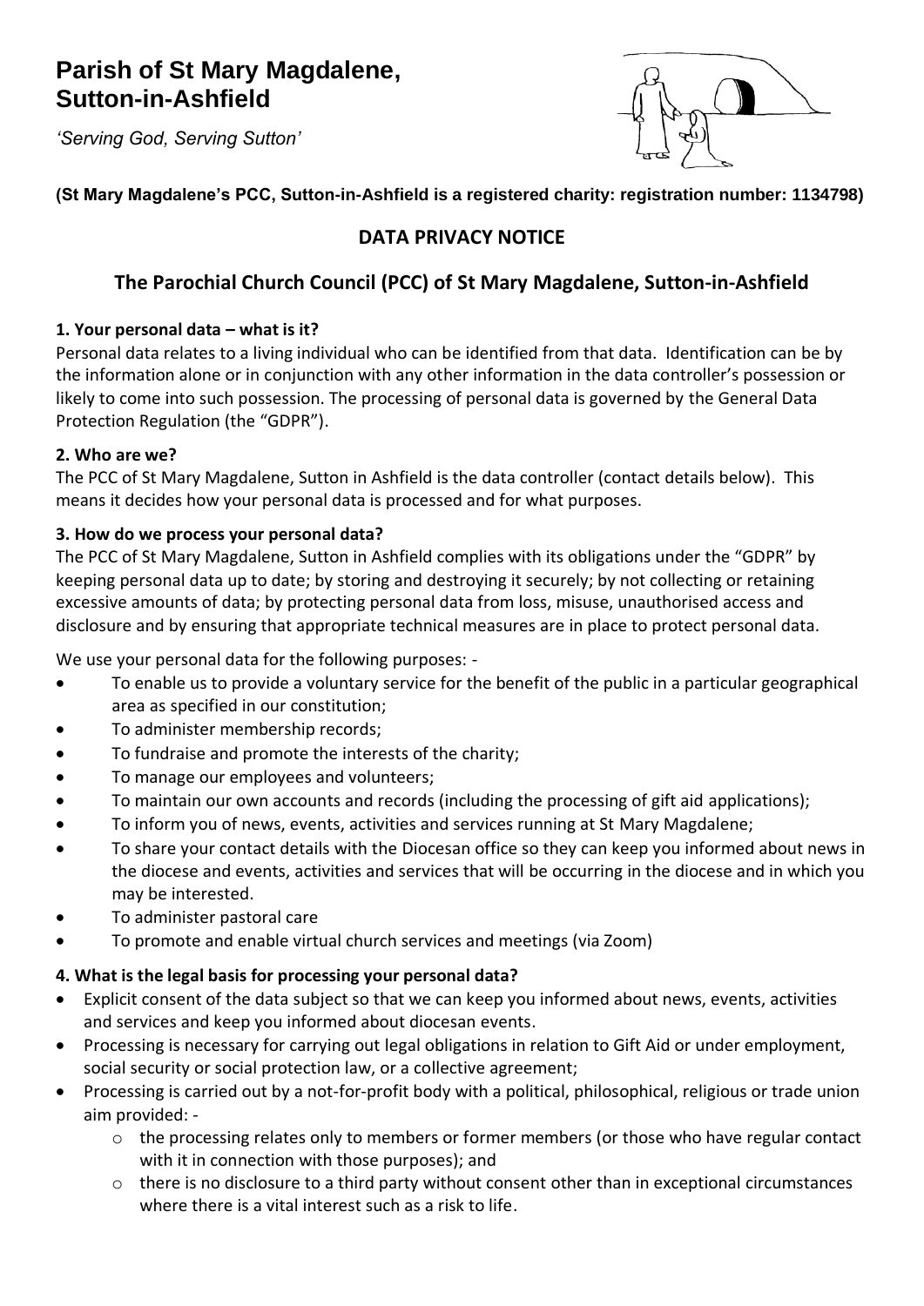# Parish of St Mary Magdalene, Sutton-in-Ashfield

*'Serving God, Serving Sutton'*

**(St Mary Magdalene's PCC, Sutton-in-Ashfield is a registered charity: registration number: 1134798)**

## DATA PRIVACY NOTICE

## The Parochial Church Council (PCC) of St Mary Magdalene, Sutton-in-Ashfield

### 1. Your personal data – what is it?

Personal data relates to a living individual who can be identified from that data. Identification can be by the information alone or in conjunction with any other information in the data controller's possession or likely to come into such possession. The processing of personal data is governed by the General Data Protection Regulation (the "GDPR").

### 2. Who are we?

The PCC of St Mary Magdalene, Sutton in Ashfield is the data controller (contact details below). This means it decides how your personal data is processed and for what purposes.

### 3. How do we process your personal data?

The PCC of St Mary Magdalene, Sutton in Ashfield complies with its obligations under the "GDPR" by keeping personal data up to date; by storing and destroying it securely; by not collecting or retaining excessive amounts of data; by protecting personal data from loss, misuse, unauthorised access and disclosure and by ensuring that appropriate technical measures are in place to protect personal data.

We use your personal data for the following purposes: -

- To enable us to provide a voluntary service for the benefit of the public in a particular geographical area as specified in our constitution;
- To administer membership records;
- To fundraise and promote the interests of the charity;
- To manage our employees and volunteers;
- To maintain our own accounts and records (including the processing of gift aid applications);
- To inform you of news, events, activities and services running at St Mary Magdalene;
- To share your contact details with the Diocesan office so they can keep you informed about news in the diocese and events, activities and services that will be occurring in the diocese and in which you may be interested.
- To administer pastoral care
- To promote and enable virtual church services and meetings (via Zoom)

### 4. What is the legal basis for processing your personal data?

- Explicit consent of the data subject so that we can keep you informed about news, events, activities and services and keep you informed about diocesan events.
- Processing is necessary for carrying out legal obligations in relation to Gift Aid or under employment, social security or social protection law, or a collective agreement;
- Processing is carried out by a not-for-profit body with a political, philosophical, religious or trade union aim provided: -
  - the processing relates only to members or former members (or those who have regular contact with it in connection with those purposes); and
  - there is no disclosure to a third party without consent other than in exceptional circumstances where there is a vital interest such as a risk to life.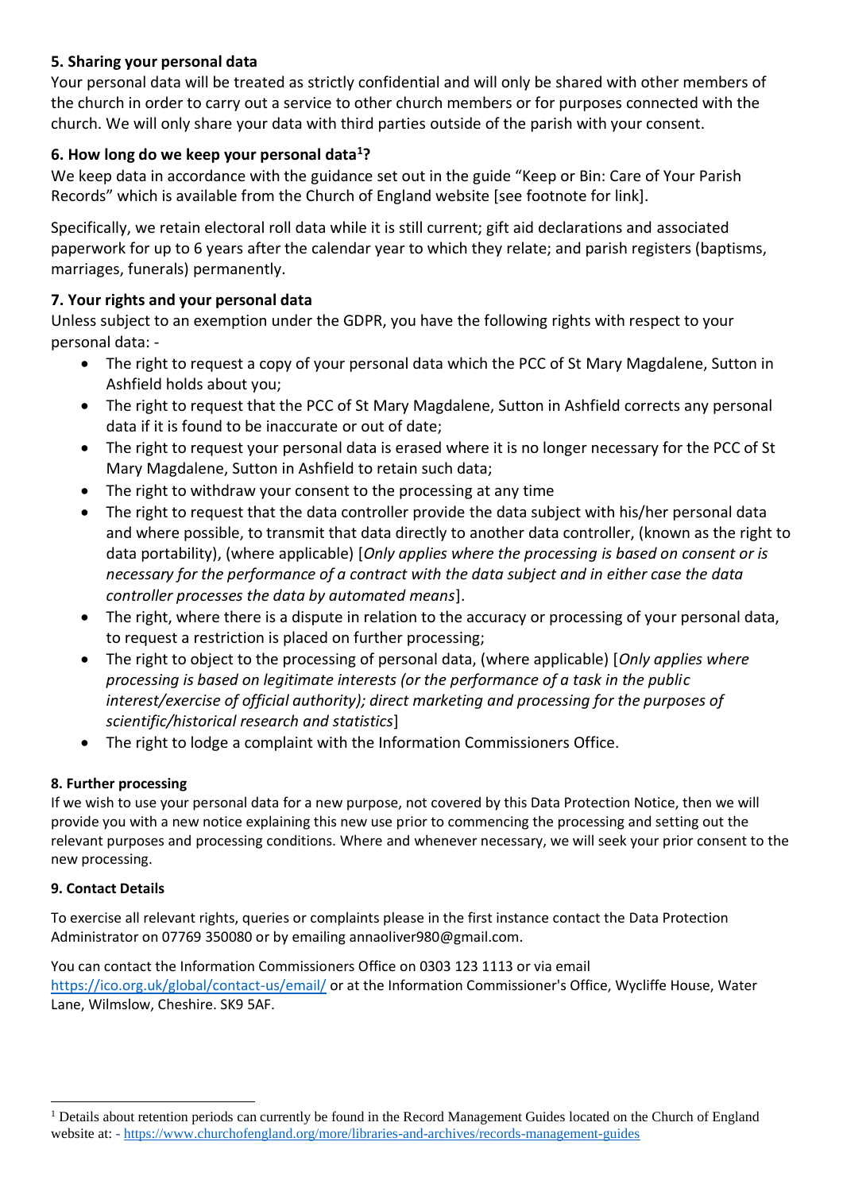**5. Sharing your personal data**

Your personal data will be treated as strictly confidential and will only be shared with other members of the church in order to carry out a service to other church members or for purposes connected with the church. We will only share your data with third parties outside of the parish with your consent.

**6. How long do we keep your personal data[1]?**

We keep data in accordance with the guidance set out in the guide "Keep or Bin: Care of Your Parish Records" which is available from the Church of England website [see footnote for link].

Specifically, we retain electoral roll data while it is still current; gift aid declarations and associated paperwork for up to 6 years after the calendar year to which they relate; and parish registers (baptisms, marriages, funerals) permanently.

**7. Your rights and your personal data**

Unless subject to an exemption under the GDPR, you have the following rights with respect to your personal data: -

- The right to request a copy of your personal data which the PCC of St Mary Magdalene, Sutton in Ashfield holds about you;
- The right to request that the PCC of St Mary Magdalene, Sutton in Ashfield corrects any personal data if it is found to be inaccurate or out of date;
- The right to request your personal data is erased where it is no longer necessary for the PCC of St Mary Magdalene, Sutton in Ashfield to retain such data;
- The right to withdraw your consent to the processing at any time
- The right to request that the data controller provide the data subject with his/her personal data and where possible, to transmit that data directly to another data controller, (known as the right to data portability), (where applicable) [*Only applies where the processing is based on consent or is necessary for the performance of a contract with the data subject and in either case the data controller processes the data by automated means*].
- The right, where there is a dispute in relation to the accuracy or processing of your personal data, to request a restriction is placed on further processing;
- The right to object to the processing of personal data, (where applicable) [*Only applies where processing is based on legitimate interests (or the performance of a task in the public interest/exercise of official authority); direct marketing and processing for the purposes of scientific/historical research and statistics*]
- The right to lodge a complaint with the Information Commissioners Office.

**8. Further processing**

If we wish to use your personal data for a new purpose, not covered by this Data Protection Notice, then we will provide you with a new notice explaining this new use prior to commencing the processing and setting out the relevant purposes and processing conditions. Where and whenever necessary, we will seek your prior consent to the new processing.

**9. Contact Details**

To exercise all relevant rights, queries or complaints please in the first instance contact the Data Protection Administrator on 07769 350080 or by emailing annaoliver980@gmail.com.

You can contact the Information Commissioners Office on 0303 123 1113 or via email https://ico.org.uk/global/contact-us/email/ or at the Information Commissioner's Office, Wycliffe House, Water Lane, Wilmslow, Cheshire. SK9 5AF.

---

[1] Details about retention periods can currently be found in the Record Management Guides located on the Church of England website at: - https://www.churchofengland.org/more/libraries-and-archives/records-management-guides